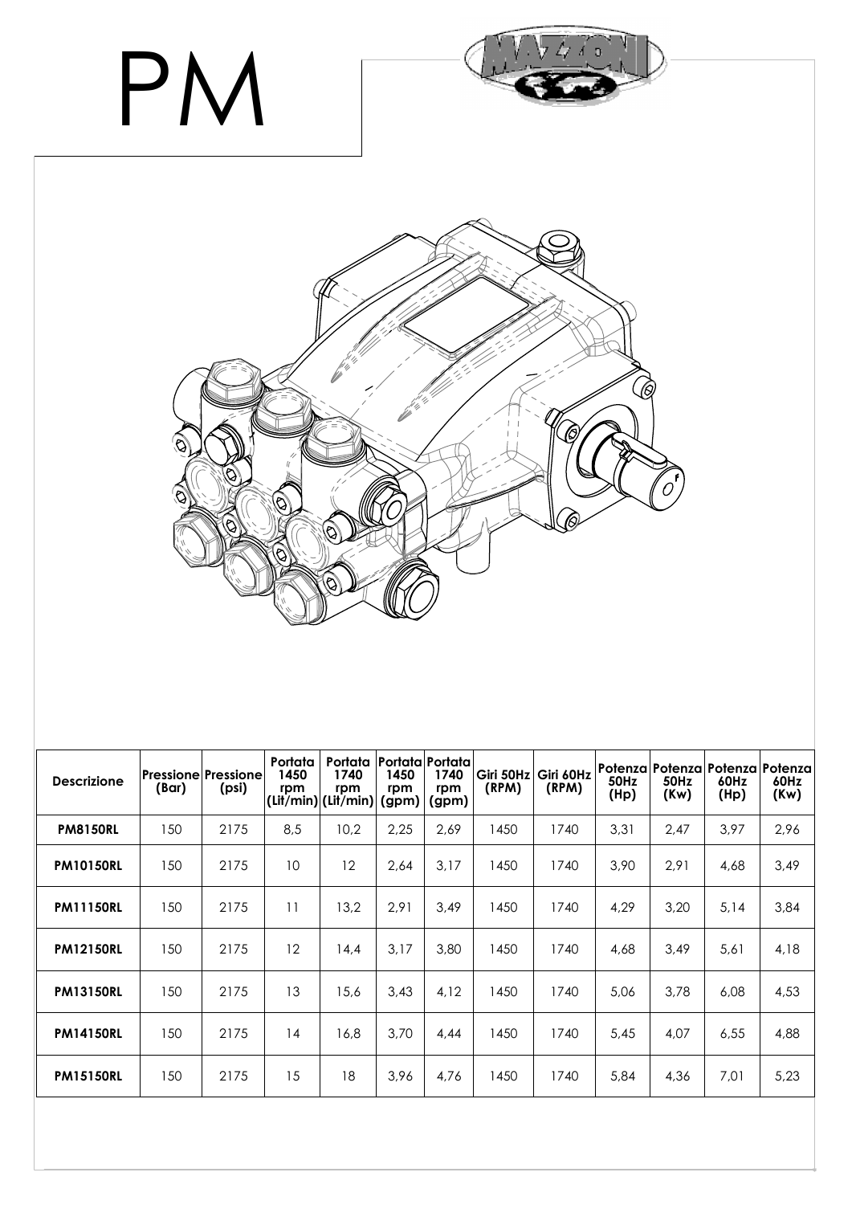# PM

| Descrizione | Pressione (Bar) | Pressione (psi) | Portata 1450 rpm (Lit/min) | Portata 1740 rpm (Lit/min) | Portata 1450 rpm (gpm) | Portata 1740 rpm (gpm) | Giri 50Hz (RPM) | Giri 60Hz (RPM) | Potenza 50Hz (Hp) | Potenza 50Hz (Kw) | Potenza 60Hz (Hp) | Potenza 60Hz (Kw) |
|---|---|---|---|---|---|---|---|---|---|---|---|---|
| **PM8150RL** | 150 | 2175 | 8,5 | 10,2 | 2,25 | 2,69 | 1450 | 1740 | 3,31 | 2,47 | 3,97 | 2,96 |
| **PM10150RL** | 150 | 2175 | 10 | 12 | 2,64 | 3,17 | 1450 | 1740 | 3,90 | 2,91 | 4,68 | 3,49 |
| **PM11150RL** | 150 | 2175 | 11 | 13,2 | 2,91 | 3,49 | 1450 | 1740 | 4,29 | 3,20 | 5,14 | 3,84 |
| **PM12150RL** | 150 | 2175 | 12 | 14,4 | 3,17 | 3,80 | 1450 | 1740 | 4,68 | 3,49 | 5,61 | 4,18 |
| **PM13150RL** | 150 | 2175 | 13 | 15,6 | 3,43 | 4,12 | 1450 | 1740 | 5,06 | 3,78 | 6,08 | 4,53 |
| **PM14150RL** | 150 | 2175 | 14 | 16,8 | 3,70 | 4,44 | 1450 | 1740 | 5,45 | 4,07 | 6,55 | 4,88 |
| **PM15150RL** | 150 | 2175 | 15 | 18 | 3,96 | 4,76 | 1450 | 1740 | 5,84 | 4,36 | 7,01 | 5,23 |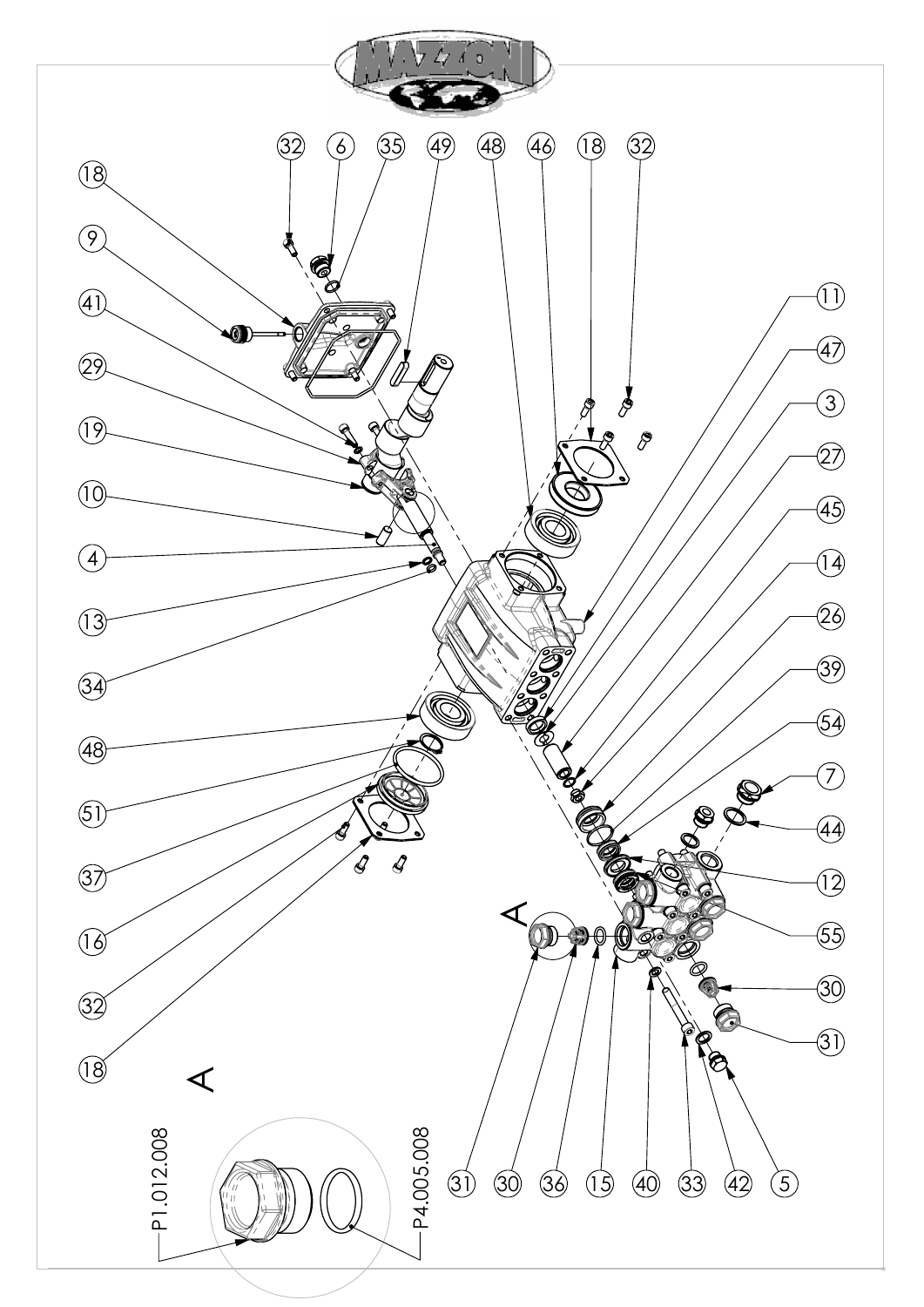MAZZONI

A

P1.012.008

P4.005.008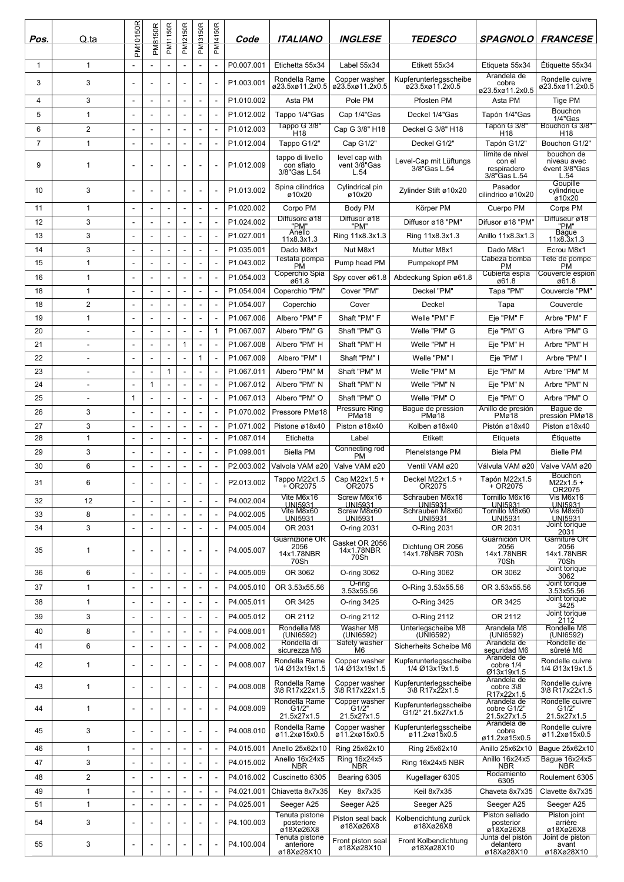| Pos. | Q.ta | PM10150R | PM8150R | PM11150R | PM12150R | PM13150R | PM14150R | Code | ITALIANO | INGLESE | TEDESCO | SPAGNOLO | FRANCESE |
|---|---|---|---|---|---|---|---|---|---|---|---|---|---|
| 1 | 1 | - | - | - | - | - | - | P0.007.001 | Etichetta 55x34 | Label 55x34 | Etikett 55x34 | Etiqueta 55x34 | Étiquette 55x34 |
| 3 | 3 | - | - | - | - | - | - | P1.003.001 | Rondella Rame ø23.5xø11.2x0.5 | Copper washer ø23.5xø11.2x0.5 | Kupferunterlegsscheibe ø23.5xø11.2x0.5 | Arandela de cobre ø23.5xø11.2x0.5 | Rondelle cuivre ø23.5xø11.2x0.5 |
| 4 | 3 | - | - | - | - | - | - | P1.010.002 | Asta PM | Pole PM | Pfosten PM | Asta PM | Tige PM |
| 5 | 1 | - | - | - | - | - | - | P1.012.002 | Tappo 1/4"Gas | Cap 1/4"Gas | Deckel 1/4"Gas | Tapón 1/4"Gas | Bouchon 1/4"Gas |
| 6 | 2 | - | - | - | - | - | - | P1.012.003 | Tappo G 3/8" H18 | Cap G 3/8" H18 | Deckel G 3/8" H18 | Tapón G 3/8" H18 | Bouchon G 3/8" H18 |
| 7 | 1 | - | - | - | - | - | - | P1.012.004 | Tappo G1/2" | Cap G1/2" | Deckel G1/2" | Tapón G1/2" | Bouchon G1/2" |
| 9 | 1 | - | - | - | - | - | - | P1.012.009 | tappo di livello con sfiato 3/8"Gas L.54 | level cap with vent 3/8"Gas L.54 | Level-Cap mit Lüftungs 3/8"Gas L.54 | límite de nivel con el respiradero 3/8"Gas L.54 | bouchon de niveau avec évent 3/8"Gas L.54 |
| 10 | 3 | - | - | - | - | - | - | P1.013.002 | Spina cilindrica ø10x20 | Cylindrical pin ø10x20 | Zylinder Stift ø10x20 | Pasador cilindrico ø10x20 | Goupille cylindrique ø10x20 |
| 11 | 1 | - | - | - | - | - | - | P1.020.002 | Corpo PM | Body PM | Körper PM | Cuerpo PM | Corps PM |
| 12 | 3 | - | - | - | - | - | - | P1.024.002 | Diffusore ø18 "PM" | Diffusor ø18 "PM" | Diffusor ø18 "PM" | Difusor ø18 "PM" | Diffuseur ø18 "PM" |
| 13 | 3 | - | - | - | - | - | - | P1.027.001 | Anello 11x8.3x1.3 | Ring 11x8.3x1.3 | Ring 11x8.3x1.3 | Anillo 11x8.3x1.3 | Bague 11x8.3x1.3 |
| 14 | 3 | - | - | - | - | - | - | P1.035.001 | Dado M8x1 | Nut M8x1 | Mutter M8x1 | Dado M8x1 | Ecrou M8x1 |
| 15 | 1 | - | - | - | - | - | - | P1.043.002 | Testata pompa PM | Pump head PM | Pumpekopf PM | Cabeza bomba PM | Tete de pompe PM |
| 16 | 1 | - | - | - | - | - | - | P1.054.003 | Coperchio Spia ø61.8 | Spy cover ø61.8 | Abdeckung Spion ø61.8 | Cubierta espia ø61.8 | Couvercle espion ø61.8 |
| 18 | 1 | - | - | - | - | - | - | P1.054.004 | Coperchio "PM" | Cover "PM" | Deckel "PM" | Tapa "PM" | Couvercle "PM" |
| 18 | 2 | - | - | - | - | - | - | P1.054.007 | Coperchio | Cover | Deckel | Tapa | Couvercle |
| 19 | 1 | - | - | - | - | - | - | P1.067.006 | Albero "PM" F | Shaft "PM" F | Welle "PM" F | Eje "PM" F | Arbre "PM" F |
| 20 | - | - | - | - | - | - | 1 | P1.067.007 | Albero "PM" G | Shaft "PM" G | Welle "PM" G | Eje "PM" G | Arbre "PM" G |
| 21 | - | - | - | - | 1 | - | - | P1.067.008 | Albero "PM" H | Shaft "PM" H | Welle "PM" H | Eje "PM" H | Arbre "PM" H |
| 22 | - | - | - | - | - | 1 | - | P1.067.009 | Albero "PM" I | Shaft "PM" I | Welle "PM" I | Eje "PM" I | Arbre "PM" I |
| 23 | - | - | - | 1 | - | - | - | P1.067.011 | Albero "PM" M | Shaft "PM" M | Welle "PM" M | Eje "PM" M | Arbre "PM" M |
| 24 | - | - | 1 | - | - | - | - | P1.067.012 | Albero "PM" N | Shaft "PM" N | Welle "PM" N | Eje "PM" N | Arbre "PM" N |
| 25 | - | 1 | - | - | - | - | - | P1.067.013 | Albero "PM" O | Shaft "PM" O | Welle "PM" O | Eje "PM" O | Arbre "PM" O |
| 26 | 3 | - | - | - | - | - | - | P1.070.002 | Pressore PMø18 | Pressure Ring PMø18 | Bague de pression PMø18 | Anillo de presión PMø18 | Bague de pression PMø18 |
| 27 | 3 | - | - | - | - | - | - | P1.071.002 | Pistone ø18x40 | Piston ø18x40 | Kolben ø18x40 | Pistón ø18x40 | Piston ø18x40 |
| 28 | 1 | - | - | - | - | - | - | P1.087.014 | Etichetta | Label | Etikett | Etiqueta | Étiquette |
| 29 | 3 | - | - | - | - | - | - | P1.099.001 | Biella PM | Connecting rod PM | Plenelstange PM | Biela PM | Bielle PM |
| 30 | 6 | - | - | - | - | - | - | P2.003.002 | Valvola VAM ø20 | Valve VAM ø20 | Ventil VAM ø20 | Válvula VAM ø20 | Valve VAM ø20 |
| 31 | 6 | - | - | - | - | - | - | P2.013.002 | Tappo M22x1.5 + OR2075 | Cap M22x1.5 + OR2075 | Deckel M22x1.5 + OR2075 | Tapón M22x1.5 + OR2075 | Bouchon M22x1.5 + OR2075 |
| 32 | 12 | - | - | - | - | - | - | P4.002.004 | Vite M6x16 UNI5931 | Screw M6x16 UNI5931 | Schrauben M6x16 UNI5931 | Tornillo M6x16 UNI5931 | Vis M6x16 UNI5931 |
| 33 | 8 | - | - | - | - | - | - | P4.002.005 | Vite M8x60 UNI5931 | Screw M8x60 UNI5931 | Schrauben M8x60 UNI5931 | Tornillo M8x60 UNI5931 | Vis M8x60 UNI5931 |
| 34 | 3 | - | - | - | - | - | - | P4.005.004 | OR 2031 | O-ring 2031 | O-Ring 2031 | OR 2031 | Joint torique 2031 |
| 35 | 1 | - | - | - | - | - | - | P4.005.007 | Guarnizione OR 2056 14x1.78NBR 70Sh | Gasket OR 2056 14x1.78NBR 70Sh | Dichtung OR 2056 14x1.78NBR 70Sh | Guarnición OR 2056 14x1.78NBR 70Sh | Garniture OR 2056 14x1.78NBR 70Sh |
| 36 | 6 | - | - | - | - | - | - | P4.005.009 | OR 3062 | O-ring 3062 | O-Ring 3062 | OR 3062 | Joint torique 3062 |
| 37 | 1 | - | - | - | - | - | - | P4.005.010 | OR 3.53x55.56 | O-ring 3.53x55.56 | O-Ring 3.53x55.56 | OR 3.53x55.56 | Joint torique 3.53x55.56 |
| 38 | 1 | - | - | - | - | - | - | P4.005.011 | OR 3425 | O-ring 3425 | O-Ring 3425 | OR 3425 | Joint torique 3425 |
| 39 | 3 | - | - | - | - | - | - | P4.005.012 | OR 2112 | O-ring 2112 | O-Ring 2112 | OR 2112 | Joint torique 2112 |
| 40 | 8 | - | - | - | - | - | - | P4.008.001 | Rondella M8 (UNI6592) | Washer M8 (UNI6592) | Unterlegscheibe M8 (UNI6592) | Arandela M8 (UNI6592) | Rondelle M8 (UNI6592) |
| 41 | 6 | - | - | - | - | - | - | P4.008.002 | Rondella di sicurezza M6 | Safety washer M6 | Sicherheits Scheibe M6 | Arandela de seguridad M6 | Rondelle de sûreté M6 |
| 42 | 1 | - | - | - | - | - | - | P4.008.007 | Rondella Rame 1/4 Ø13x19x1.5 | Copper washer 1/4 Ø13x19x1.5 | Kupferunterlegsscheibe 1/4 Ø13x19x1.5 | Arandela de cobre 1/4 Ø13x19x1.5 | Rondelle cuivre 1/4 Ø13x19x1.5 |
| 43 | 1 | - | - | - | - | - | - | P4.008.008 | Rondella Rame 3\8 R17x22x1.5 | Copper washer 3\8 R17x22x1.5 | Kupferunterlegsscheibe 3\8 R17x22x1.5 | Arandela de cobre 3\8 R17x22x1.5 | Rondelle cuivre 3\8 R17x22x1.5 |
| 44 | 1 | - | - | - | - | - | - | P4.008.009 | Rondella Rame G1/2" 21.5x27x1.5 | Copper washer G1/2" 21.5x27x1.5 | Kupferunterlegsscheibe G1/2" 21.5x27x1.5 | Arandela de cobre G1/2" 21.5x27x1.5 | Rondelle cuivre G1/2" 21.5x27x1.5 |
| 45 | 3 | - | - | - | - | - | - | P4.008.010 | Rondella Rame ø11.2xø15x0.5 | Copper washer ø11.2xø15x0.5 | Kupferunterlegsscheibe ø11.2xø15x0.5 | Arandela de cobre ø11.2xø15x0.5 | Rondelle cuivre ø11.2xø15x0.5 |
| 46 | 1 | - | - | - | - | - | - | P4.015.001 | Anello 25x62x10 | Ring 25x62x10 | Ring 25x62x10 | Anillo 25x62x10 | Bague 25x62x10 |
| 47 | 3 | - | - | - | - | - | - | P4.015.002 | Anello 16x24x5 NBR | Ring 16x24x5 NBR | Ring 16x24x5 NBR | Anillo 16x24x5 NBR | Bague 16x24x5 NBR |
| 48 | 2 | - | - | - | - | - | - | P4.016.002 | Cuscinetto 6305 | Bearing 6305 | Kugellager 6305 | Rodamiento 6305 | Roulement 6305 |
| 49 | 1 | - | - | - | - | - | - | P4.021.001 | Chiavetta 8x7x35 | Key 8x7x35 | Keil 8x7x35 | Chaveta 8x7x35 | Clavette 8x7x35 |
| 51 | 1 | - | - | - | - | - | - | P4.025.001 | Seeger A25 | Seeger A25 | Seeger A25 | Seeger A25 | Seeger A25 |
| 54 | 3 | - | - | - | - | - | - | P4.100.003 | Tenuta pistone posteriore ø18Xø26X8 | Piston seal back ø18Xø26X8 | Kolbendichtung zurück ø18Xø26X8 | Piston sellado posterior ø18Xø26X8 | Piston joint arrière ø18Xø26X8 |
| 55 | 3 | - | - | - | - | - | - | P4.100.004 | Tenuta pistone anteriore ø18Xø28X10 | Front piston seal ø18Xø28X10 | Front Kolbendichtung ø18Xø28X10 | Junta del pistón delantero ø18Xø28X10 | Joint de piston avant ø18Xø28X10 |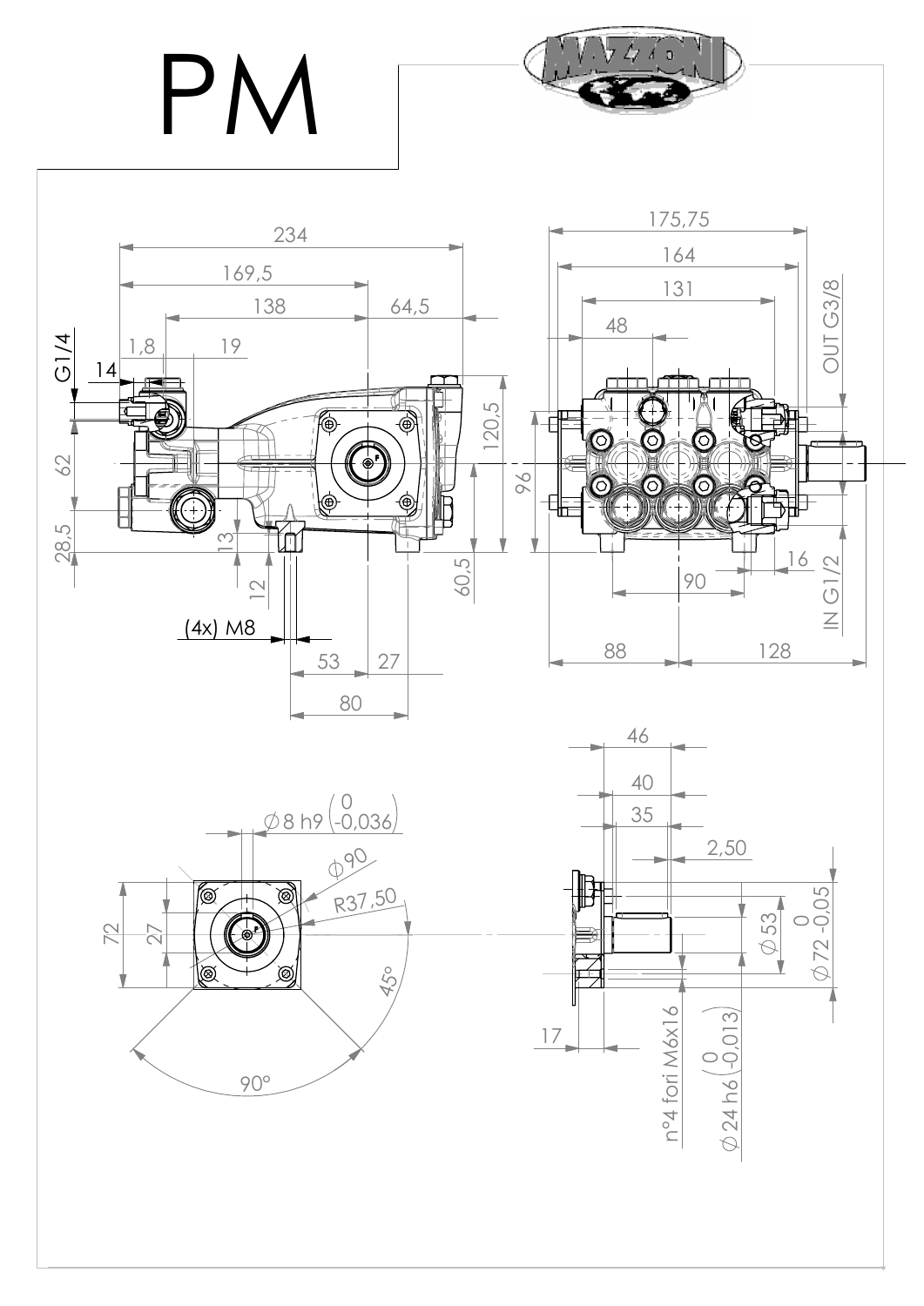# PM

MAZZONI

234

169,5

138

64,5

1,8

19

14

G1/4

62

28,5

13

12

120,5

60,5

(4x) M8

53

27

80

175,75

164

131

48

OUT G3/8

96

16

90

IN G1/2

88

128

46

40

35

2,50

$\varnothing$ 8 h9 $\left(\begin{smallmatrix}0\\-0{,}036\end{smallmatrix}\right)$

$\varnothing$ 90

R37,50

72

27

45°

90°

$\varnothing$ 53

$\varnothing$ 72 $\begin{smallmatrix}0\\-0{,}05\end{smallmatrix}$

17

n°4 fori M6x16

$\varnothing$ 24 h6 $\left(\begin{smallmatrix}0\\-0{,}013\end{smallmatrix}\right)$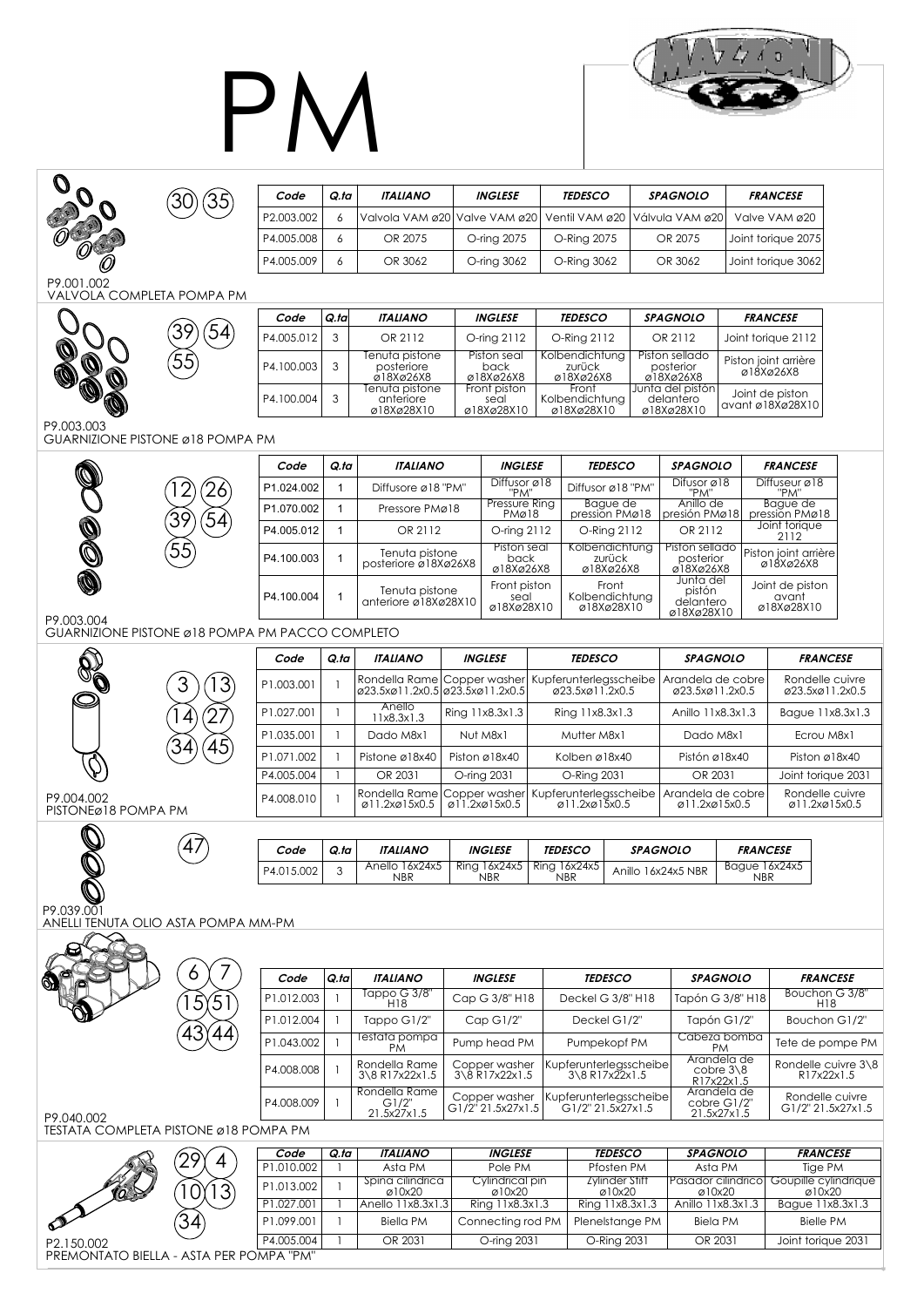# PM

(30) (35)

P9.001.002
VALVOLA COMPLETA POMPA PM

| Code | Q.ta | ITALIANO | INGLESE | TEDESCO | SPAGNOLO | FRANCESE |
|---|---|---|---|---|---|---|
| P2.003.002 | 6 | Valvola VAM ø20 | Valve VAM ø20 | Ventil VAM ø20 | Válvula VAM ø20 | Valve VAM ø20 |
| P4.005.008 | 6 | OR 2075 | O-ring 2075 | O-Ring 2075 | OR 2075 | Joint torique 2075 |
| P4.005.009 | 6 | OR 3062 | O-ring 3062 | O-Ring 3062 | OR 3062 | Joint torique 3062 |

(39) (54) (55)

P9.003.003
GUARNIZIONE PISTONE ø18 POMPA PM

| Code | Q.ta | ITALIANO | INGLESE | TEDESCO | SPAGNOLO | FRANCESE |
|---|---|---|---|---|---|---|
| P4.005.012 | 3 | OR 2112 | O-ring 2112 | O-Ring 2112 | OR 2112 | Joint torique 2112 |
| P4.100.003 | 3 | Tenuta pistone posteriore ø18Xø26X8 | Piston seal back ø18Xø26X8 | Kolbendichtung zurück ø18Xø26X8 | Piston sellado posterior ø18Xø26X8 | Piston joint arrière ø18Xø26X8 |
| P4.100.004 | 3 | Tenuta pistone anteriore ø18Xø28X10 | Front piston seal ø18Xø28X10 | Front Kolbendichtung ø18Xø28X10 | Junta del pistón delantero ø18Xø28X10 | Joint de piston avant ø18Xø28X10 |

(12) (26) (39) (54) (55)

P9.003.004
GUARNIZIONE PISTONE ø18 POMPA PM PACCO COMPLETO

| Code | Q.ta | ITALIANO | INGLESE | TEDESCO | SPAGNOLO | FRANCESE |
|---|---|---|---|---|---|---|
| P1.024.002 | 1 | Diffusore ø18 "PM" | Diffusor ø18 "PM" | Diffusor ø18 "PM" | Difusor ø18 "PM" | Diffuseur ø18 "PM" |
| P1.070.002 | 1 | Pressore PMø18 | Pressure Ring PMø18 | Bague de pression PMø18 | Anillo de presión PMø18 | Bague de pression PMø18 |
| P4.005.012 | 1 | OR 2112 | O-ring 2112 | O-Ring 2112 | OR 2112 | Joint torique 2112 |
| P4.100.003 | 1 | Tenuta pistone posteriore ø18Xø26X8 | Piston seal back ø18Xø26X8 | Kolbendichtung zurück ø18Xø26X8 | Piston sellado posterior ø18Xø26X8 | Piston joint arrière ø18Xø26X8 |
| P4.100.004 | 1 | Tenuta pistone anteriore ø18Xø28X10 | Front piston seal ø18Xø28X10 | Front Kolbendichtung ø18Xø28X10 | Junta del pistón delantero ø18Xø28X10 | Joint de piston avant ø18Xø28X10 |

(3) (13) (14) (27) (34) (45)

P9.004.002
PISTONEø18 POMPA PM

| Code | Q.ta | ITALIANO | INGLESE | TEDESCO | SPAGNOLO | FRANCESE |
|---|---|---|---|---|---|---|
| P1.003.001 | 1 | Rondella Rame ø23.5xø11.2x0.5 | Copper washer ø23.5xø11.2x0.5 | Kupferunterlegsscheibe ø23.5xø11.2x0.5 | Arandela de cobre ø23.5xø11.2x0.5 | Rondelle cuivre ø23.5xø11.2x0.5 |
| P1.027.001 | 1 | Anello 11x8.3x1.3 | Ring 11x8.3x1.3 | Ring 11x8.3x1.3 | Anillo 11x8.3x1.3 | Bague 11x8.3x1.3 |
| P1.035.001 | 1 | Dado M8x1 | Nut M8x1 | Mutter M8x1 | Dado M8x1 | Ecrou M8x1 |
| P1.071.002 | 1 | Pistone ø18x40 | Piston ø18x40 | Kolben ø18x40 | Pistón ø18x40 | Piston ø18x40 |
| P4.005.004 | 1 | OR 2031 | O-ring 2031 | O-Ring 2031 | OR 2031 | Joint torique 2031 |
| P4.008.010 | 1 | Rondella Rame ø11.2xø15x0.5 | Copper washer ø11.2xø15x0.5 | Kupferunterlegsscheibe ø11.2xø15x0.5 | Arandela de cobre ø11.2xø15x0.5 | Rondelle cuivre ø11.2xø15x0.5 |

(47)

P9.039.001
ANELLI TENUTA OLIO ASTA POMPA MM-PM

| Code | Q.ta | ITALIANO | INGLESE | TEDESCO | SPAGNOLO | FRANCESE |
|---|---|---|---|---|---|---|
| P4.015.002 | 3 | Anello 16x24x5 NBR | Ring 16x24x5 NBR | Ring 16x24x5 NBR | Anillo 16x24x5 NBR | Bague 16x24x5 NBR |

(6) (7) (15) (51) (43) (44)

P9.040.002
TESTATA COMPLETA PISTONE ø18 POMPA PM

| Code | Q.ta | ITALIANO | INGLESE | TEDESCO | SPAGNOLO | FRANCESE |
|---|---|---|---|---|---|---|
| P1.012.003 | 1 | Tappo G 3/8" H18 | Cap G 3/8" H18 | Deckel G 3/8" H18 | Tapón G 3/8" H18 | Bouchon G 3/8" H18 |
| P1.012.004 | 1 | Tappo G1/2" | Cap G1/2" | Deckel G1/2" | Tapón G1/2" | Bouchon G1/2" |
| P1.043.002 | 1 | Testata pompa PM | Pump head PM | Pumpekopf PM | Cabeza bomba PM | Tete de pompe PM |
| P4.008.008 | 1 | Rondella Rame 3\8 R17x22x1.5 | Copper washer 3\8 R17x22x1.5 | Kupferunterlegsscheibe 3\8 R17x22x1.5 | Arandela de cobre 3\8 R17x22x1.5 | Rondelle cuivre 3\8 R17x22x1.5 |
| P4.008.009 | 1 | Rondella Rame G1/2" 21.5x27x1.5 | Copper washer G1/2" 21.5x27x1.5 | Kupferunterlegsscheibe G1/2" 21.5x27x1.5 | Arandela de cobre G1/2" 21.5x27x1.5 | Rondelle cuivre G1/2" 21.5x27x1.5 |

(29) (4) (10) (13) (34)

P2.150.002
PREMONTATO BIELLA - ASTA PER POMPA "PM"

| Code | Q.ta | ITALIANO | INGLESE | TEDESCO | SPAGNOLO | FRANCESE |
|---|---|---|---|---|---|---|
| P1.010.002 | 1 | Asta PM | Pole PM | Pfosten PM | Asta PM | Tige PM |
| P1.013.002 | 1 | Spina cilindrica ø10x20 | Cylindrical pin ø10x20 | Zylinder Stift ø10x20 | Pasador cilindrico ø10x20 | Goupille cylindrique ø10x20 |
| P1.027.001 | 1 | Anello 11x8.3x1.3 | Ring 11x8.3x1.3 | Ring 11x8.3x1.3 | Anillo 11x8.3x1.3 | Bague 11x8.3x1.3 |
| P1.099.001 | 1 | Biella PM | Connecting rod PM | Pleuelstange PM | Biela PM | Bielle PM |
| P4.005.004 | 1 | OR 2031 | O-ring 2031 | O-Ring 2031 | OR 2031 | Joint torique 2031 |